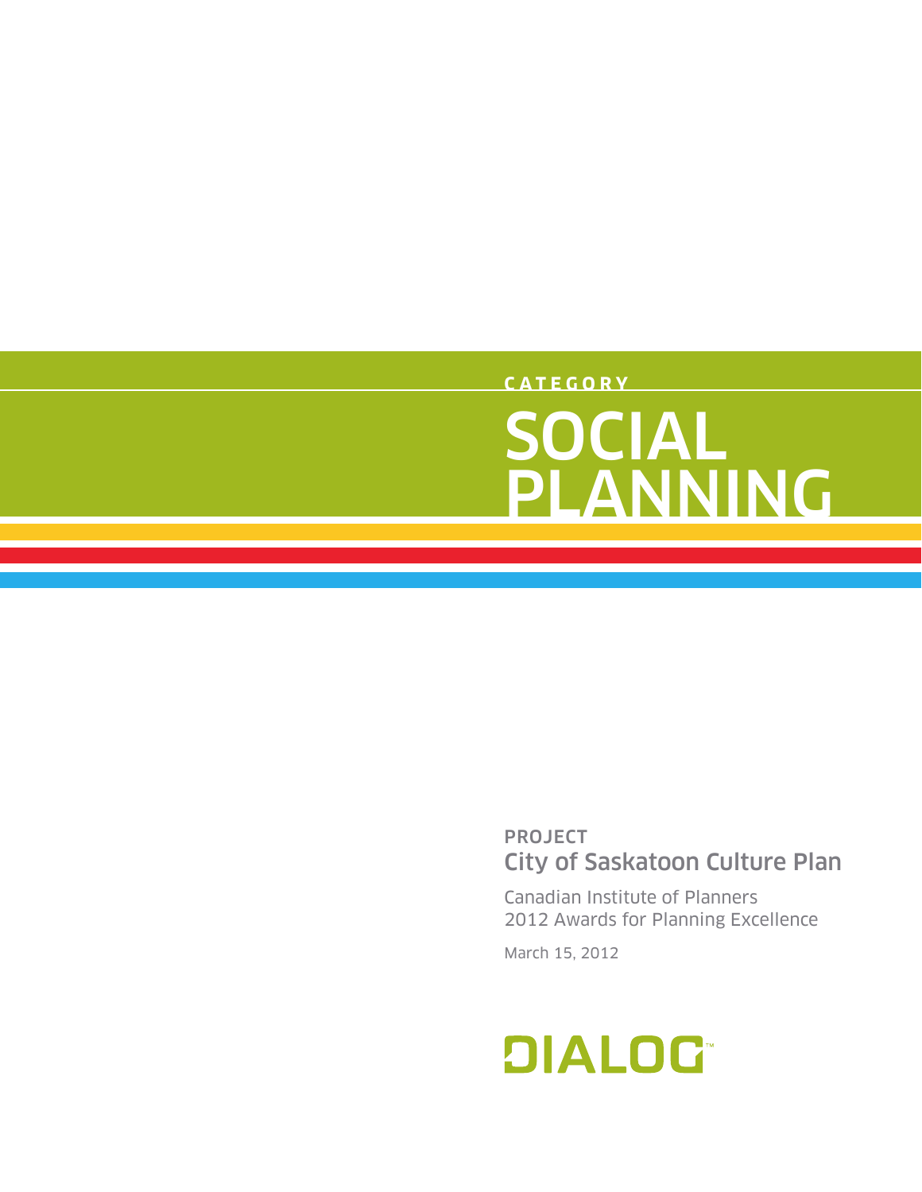CATEGORY

# SOCIAL PLANNING

**PROJECT**

## City of Saskatoon Culture Plan

Canadian Institute of Planners
2012 Awards for Planning Excellence

March 15, 2012

DIALOG™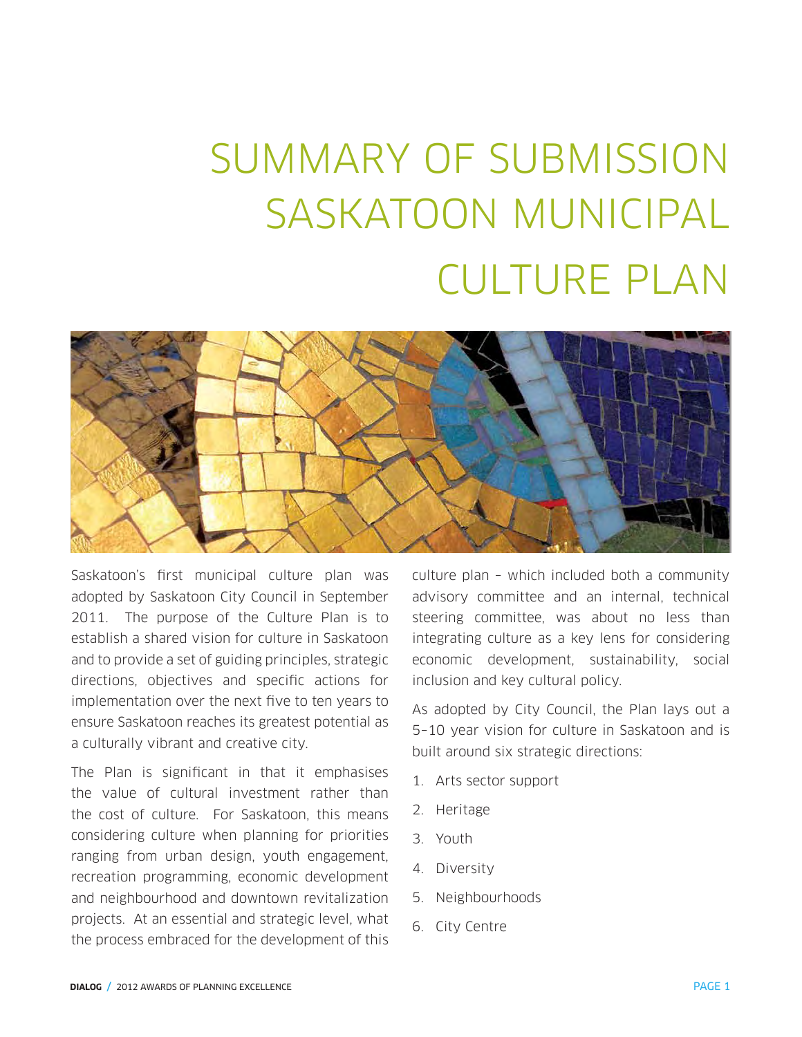# SUMMARY OF SUBMISSION SASKATOON MUNICIPAL CULTURE PLAN

Saskatoon's first municipal culture plan was adopted by Saskatoon City Council in September 2011. The purpose of the Culture Plan is to establish a shared vision for culture in Saskatoon and to provide a set of guiding principles, strategic directions, objectives and specific actions for implementation over the next five to ten years to ensure Saskatoon reaches its greatest potential as a culturally vibrant and creative city.

The Plan is significant in that it emphasises the value of cultural investment rather than the cost of culture. For Saskatoon, this means considering culture when planning for priorities ranging from urban design, youth engagement, recreation programming, economic development and neighbourhood and downtown revitalization projects. At an essential and strategic level, what the process embraced for the development of this culture plan – which included both a community advisory committee and an internal, technical steering committee, was about no less than integrating culture as a key lens for considering economic development, sustainability, social inclusion and key cultural policy.

As adopted by City Council, the Plan lays out a 5–10 year vision for culture in Saskatoon and is built around six strategic directions:

1. Arts sector support
2. Heritage
3. Youth
4. Diversity
5. Neighbourhoods
6. City Centre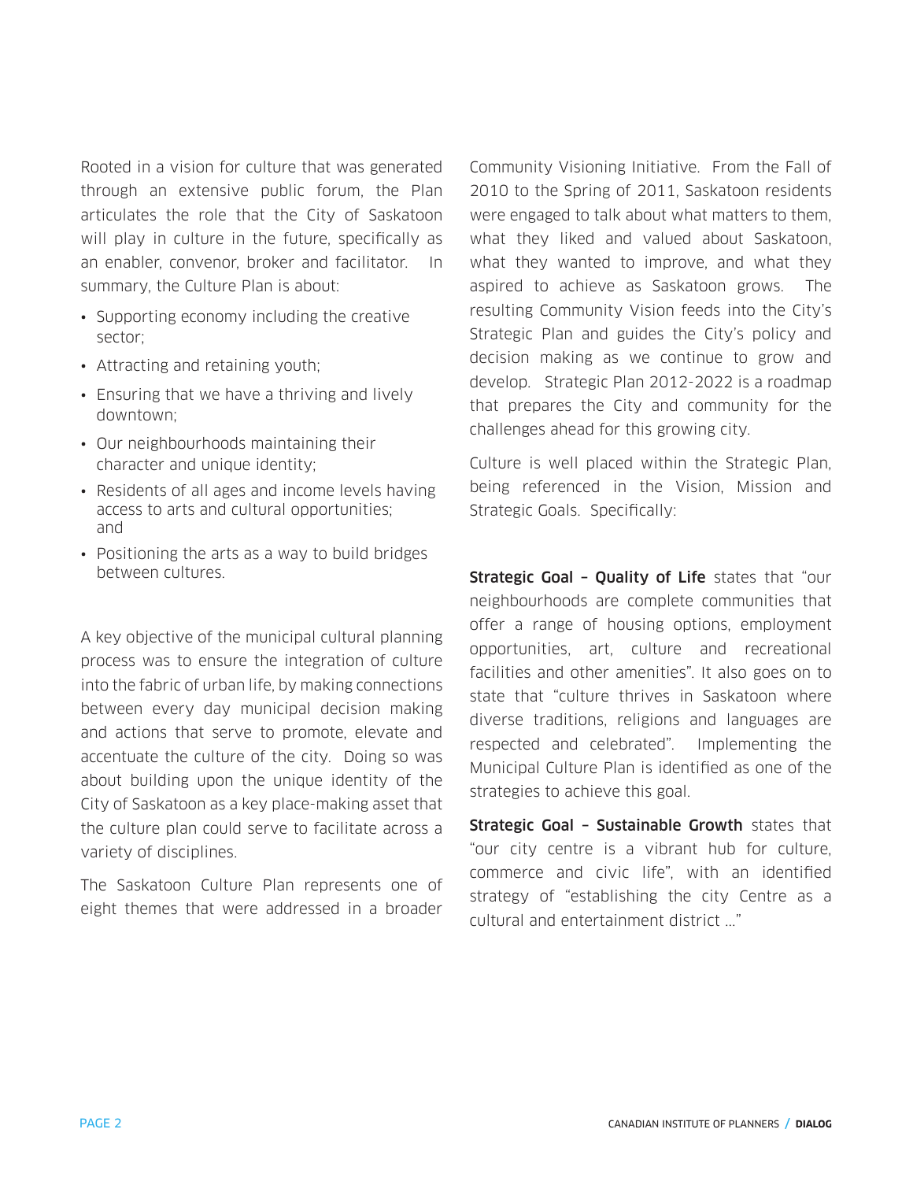Rooted in a vision for culture that was generated through an extensive public forum, the Plan articulates the role that the City of Saskatoon will play in culture in the future, specifically as an enabler, convenor, broker and facilitator. In summary, the Culture Plan is about:

- Supporting economy including the creative sector;
- Attracting and retaining youth;
- Ensuring that we have a thriving and lively downtown;
- Our neighbourhoods maintaining their character and unique identity;
- Residents of all ages and income levels having access to arts and cultural opportunities; and
- Positioning the arts as a way to build bridges between cultures.

A key objective of the municipal cultural planning process was to ensure the integration of culture into the fabric of urban life, by making connections between every day municipal decision making and actions that serve to promote, elevate and accentuate the culture of the city. Doing so was about building upon the unique identity of the City of Saskatoon as a key place-making asset that the culture plan could serve to facilitate across a variety of disciplines.

The Saskatoon Culture Plan represents one of eight themes that were addressed in a broader Community Visioning Initiative. From the Fall of 2010 to the Spring of 2011, Saskatoon residents were engaged to talk about what matters to them, what they liked and valued about Saskatoon, what they wanted to improve, and what they aspired to achieve as Saskatoon grows. The resulting Community Vision feeds into the City's Strategic Plan and guides the City's policy and decision making as we continue to grow and develop. Strategic Plan 2012-2022 is a roadmap that prepares the City and community for the challenges ahead for this growing city.

Culture is well placed within the Strategic Plan, being referenced in the Vision, Mission and Strategic Goals. Specifically:

**Strategic Goal – Quality of Life** states that "our neighbourhoods are complete communities that offer a range of housing options, employment opportunities, art, culture and recreational facilities and other amenities". It also goes on to state that "culture thrives in Saskatoon where diverse traditions, religions and languages are respected and celebrated". Implementing the Municipal Culture Plan is identified as one of the strategies to achieve this goal.

**Strategic Goal – Sustainable Growth** states that "our city centre is a vibrant hub for culture, commerce and civic life", with an identified strategy of "establishing the city Centre as a cultural and entertainment district …"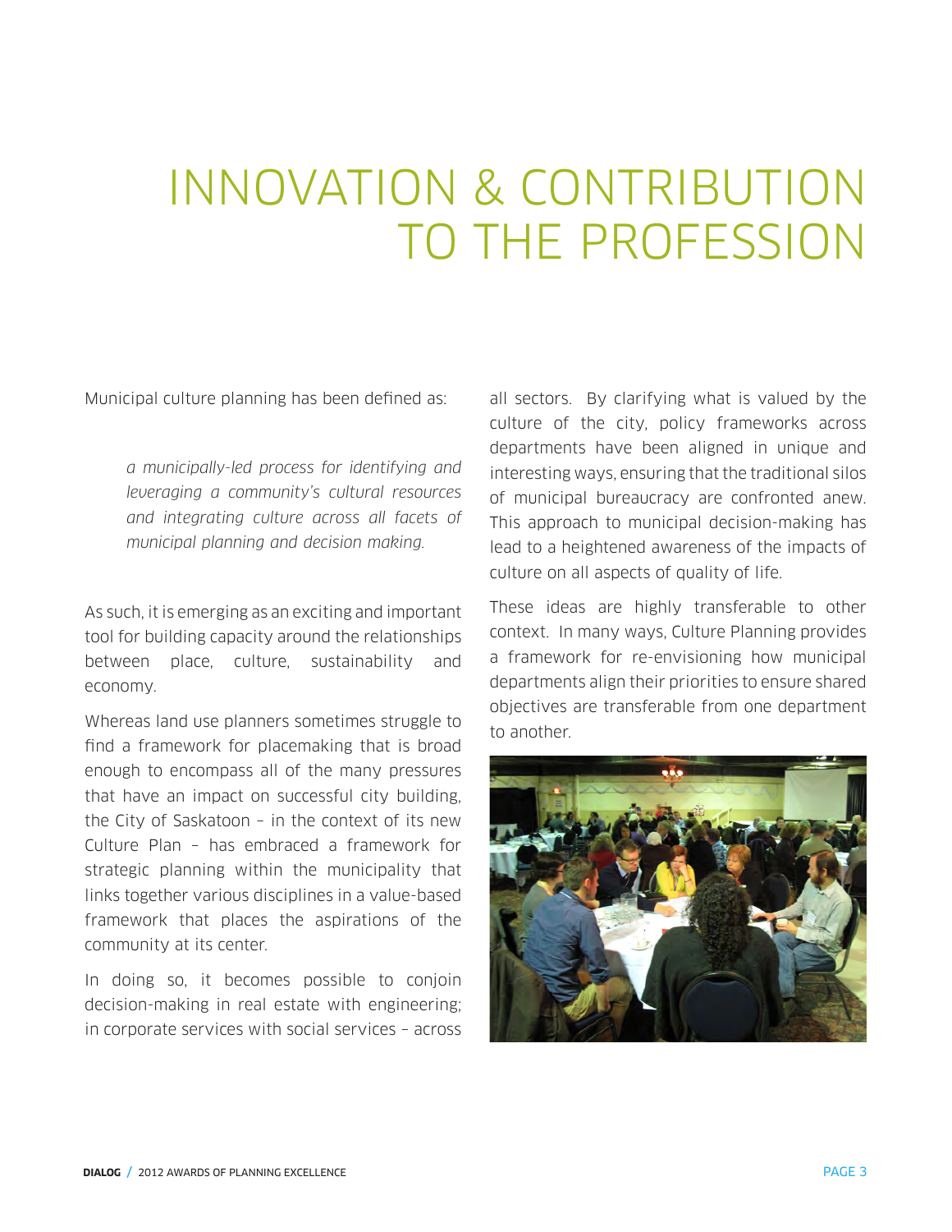# INNOVATION & CONTRIBUTION TO THE PROFESSION

Municipal culture planning has been defined as:

> *a municipally-led process for identifying and leveraging a community's cultural resources and integrating culture across all facets of municipal planning and decision making.*

As such, it is emerging as an exciting and important tool for building capacity around the relationships between place, culture, sustainability and economy.

Whereas land use planners sometimes struggle to find a framework for placemaking that is broad enough to encompass all of the many pressures that have an impact on successful city building, the City of Saskatoon – in the context of its new Culture Plan – has embraced a framework for strategic planning within the municipality that links together various disciplines in a value-based framework that places the aspirations of the community at its center.

In doing so, it becomes possible to conjoin decision-making in real estate with engineering; in corporate services with social services – across all sectors. By clarifying what is valued by the culture of the city, policy frameworks across departments have been aligned in unique and interesting ways, ensuring that the traditional silos of municipal bureaucracy are confronted anew. This approach to municipal decision-making has lead to a heightened awareness of the impacts of culture on all aspects of quality of life.

These ideas are highly transferable to other context. In many ways, Culture Planning provides a framework for re-envisioning how municipal departments align their priorities to ensure shared objectives are transferable from one department to another.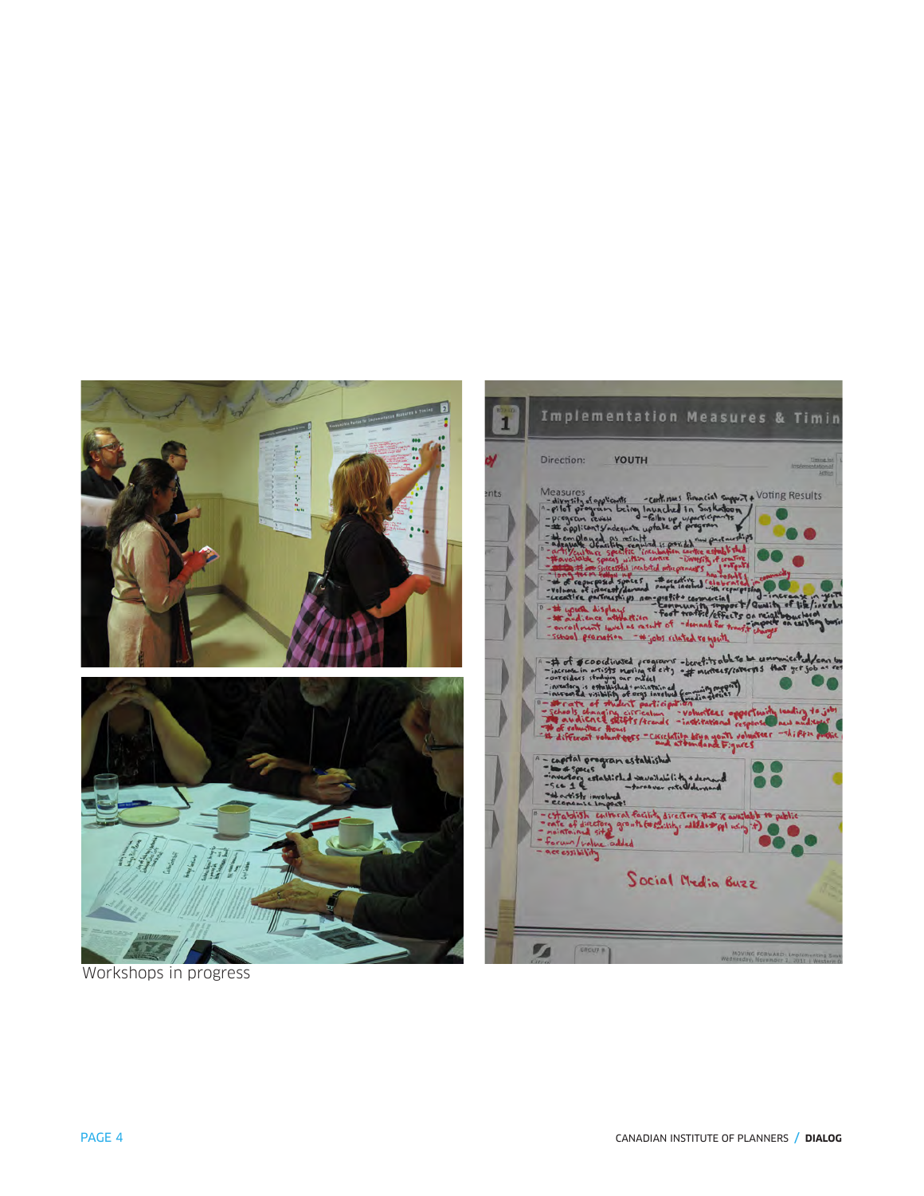Workshops in progress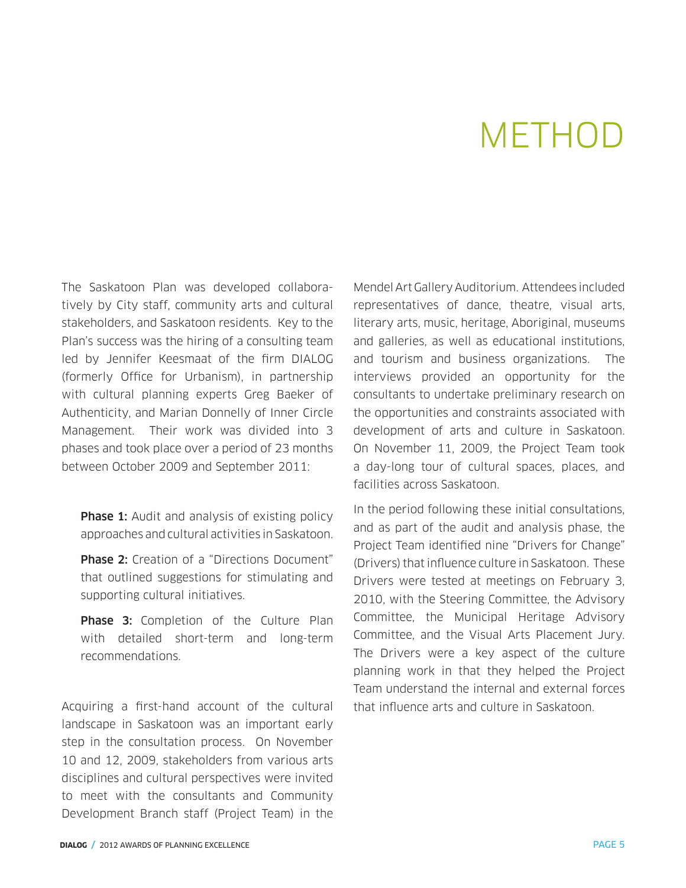# METHOD

The Saskatoon Plan was developed collaboratively by City staff, community arts and cultural stakeholders, and Saskatoon residents. Key to the Plan's success was the hiring of a consulting team led by Jennifer Keesmaat of the firm DIALOG (formerly Office for Urbanism), in partnership with cultural planning experts Greg Baeker of Authenticity, and Marian Donnelly of Inner Circle Management. Their work was divided into 3 phases and took place over a period of 23 months between October 2009 and September 2011:

**Phase 1:** Audit and analysis of existing policy approaches and cultural activities in Saskatoon.

**Phase 2:** Creation of a "Directions Document" that outlined suggestions for stimulating and supporting cultural initiatives.

**Phase 3:** Completion of the Culture Plan with detailed short-term and long-term recommendations.

Acquiring a first-hand account of the cultural landscape in Saskatoon was an important early step in the consultation process. On November 10 and 12, 2009, stakeholders from various arts disciplines and cultural perspectives were invited to meet with the consultants and Community Development Branch staff (Project Team) in the Mendel Art Gallery Auditorium. Attendees included representatives of dance, theatre, visual arts, literary arts, music, heritage, Aboriginal, museums and galleries, as well as educational institutions, and tourism and business organizations. The interviews provided an opportunity for the consultants to undertake preliminary research on the opportunities and constraints associated with development of arts and culture in Saskatoon. On November 11, 2009, the Project Team took a day-long tour of cultural spaces, places, and facilities across Saskatoon.

In the period following these initial consultations, and as part of the audit and analysis phase, the Project Team identified nine "Drivers for Change" (Drivers) that influence culture in Saskatoon. These Drivers were tested at meetings on February 3, 2010, with the Steering Committee, the Advisory Committee, the Municipal Heritage Advisory Committee, and the Visual Arts Placement Jury. The Drivers were a key aspect of the culture planning work in that they helped the Project Team understand the internal and external forces that influence arts and culture in Saskatoon.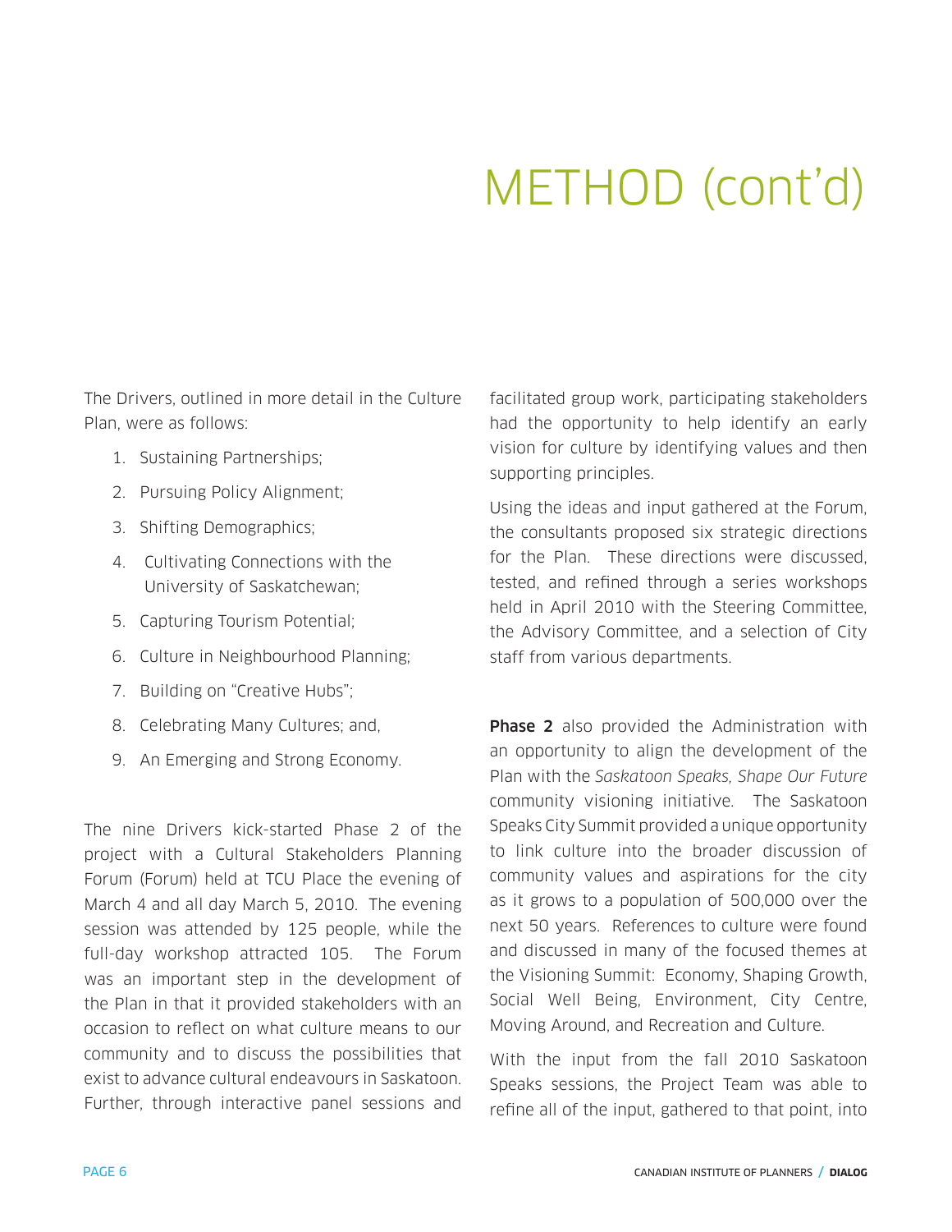# METHOD (cont'd)

The Drivers, outlined in more detail in the Culture Plan, were as follows:

1. Sustaining Partnerships;
2. Pursuing Policy Alignment;
3. Shifting Demographics;
4. Cultivating Connections with the University of Saskatchewan;
5. Capturing Tourism Potential;
6. Culture in Neighbourhood Planning;
7. Building on "Creative Hubs";
8. Celebrating Many Cultures; and,
9. An Emerging and Strong Economy.

The nine Drivers kick-started Phase 2 of the project with a Cultural Stakeholders Planning Forum (Forum) held at TCU Place the evening of March 4 and all day March 5, 2010. The evening session was attended by 125 people, while the full-day workshop attracted 105. The Forum was an important step in the development of the Plan in that it provided stakeholders with an occasion to reflect on what culture means to our community and to discuss the possibilities that exist to advance cultural endeavours in Saskatoon. Further, through interactive panel sessions and facilitated group work, participating stakeholders had the opportunity to help identify an early vision for culture by identifying values and then supporting principles.

Using the ideas and input gathered at the Forum, the consultants proposed six strategic directions for the Plan. These directions were discussed, tested, and refined through a series workshops held in April 2010 with the Steering Committee, the Advisory Committee, and a selection of City staff from various departments.

**Phase 2** also provided the Administration with an opportunity to align the development of the Plan with the *Saskatoon Speaks, Shape Our Future* community visioning initiative. The Saskatoon Speaks City Summit provided a unique opportunity to link culture into the broader discussion of community values and aspirations for the city as it grows to a population of 500,000 over the next 50 years. References to culture were found and discussed in many of the focused themes at the Visioning Summit: Economy, Shaping Growth, Social Well Being, Environment, City Centre, Moving Around, and Recreation and Culture.

With the input from the fall 2010 Saskatoon Speaks sessions, the Project Team was able to refine all of the input, gathered to that point, into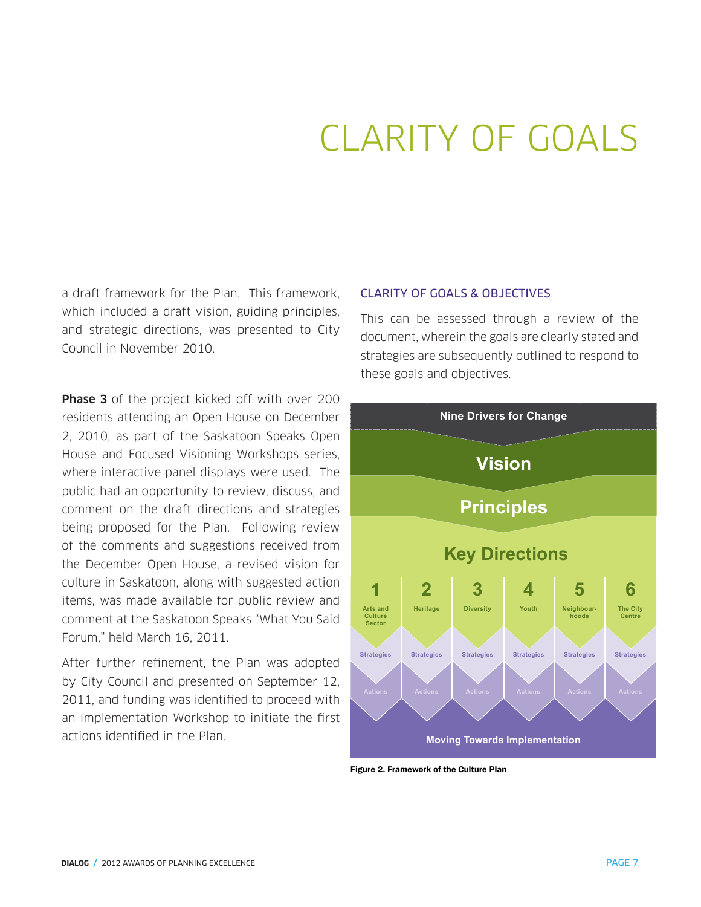# CLARITY OF GOALS

a draft framework for the Plan. This framework, which included a draft vision, guiding principles, and strategic directions, was presented to City Council in November 2010.

**Phase 3** of the project kicked off with over 200 residents attending an Open House on December 2, 2010, as part of the Saskatoon Speaks Open House and Focused Visioning Workshops series, where interactive panel displays were used. The public had an opportunity to review, discuss, and comment on the draft directions and strategies being proposed for the Plan. Following review of the comments and suggestions received from the December Open House, a revised vision for culture in Saskatoon, along with suggested action items, was made available for public review and comment at the Saskatoon Speaks "What You Said Forum," held March 16, 2011.

After further refinement, the Plan was adopted by City Council and presented on September 12, 2011, and funding was identified to proceed with an Implementation Workshop to initiate the first actions identified in the Plan.

## CLARITY OF GOALS & OBJECTIVES

This can be assessed through a review of the document, wherein the goals are clearly stated and strategies are subsequently outlined to respond to these goals and objectives.

Nine Drivers for Change

Vision

Principles

Key Directions

| 1 | 2 | 3 | 4 | 5 | 6 |
|---|---|---|---|---|---|
| Arts and Culture Sector | Heritage | Diversity | Youth | Neighbourhoods | The City Centre |
| Strategies | Strategies | Strategies | Strategies | Strategies | Strategies |
| Actions | Actions | Actions | Actions | Actions | Actions |

Moving Towards Implementation

**Figure 2. Framework of the Culture Plan**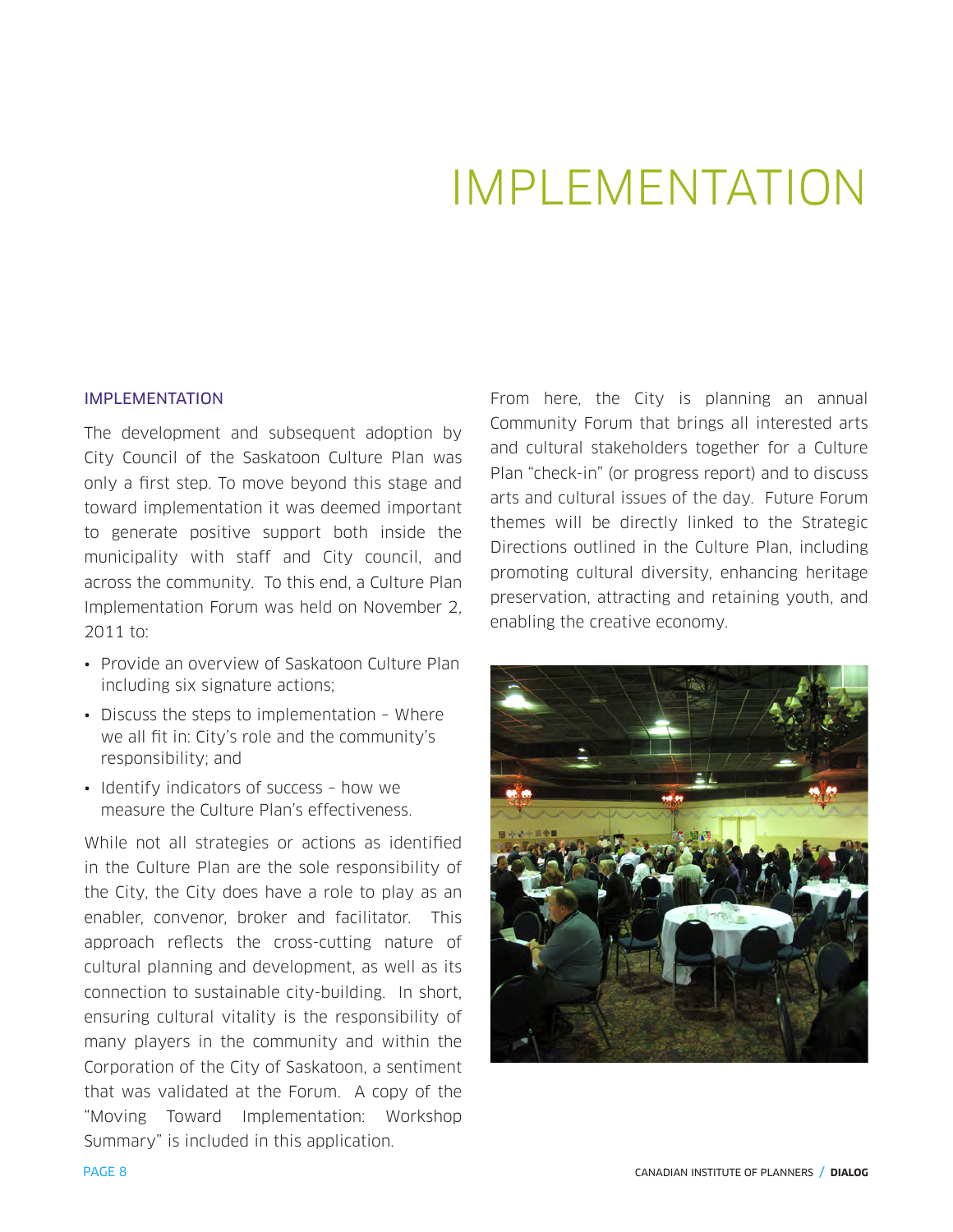# IMPLEMENTATION

## IMPLEMENTATION

The development and subsequent adoption by City Council of the Saskatoon Culture Plan was only a first step. To move beyond this stage and toward implementation it was deemed important to generate positive support both inside the municipality with staff and City council, and across the community. To this end, a Culture Plan Implementation Forum was held on November 2, 2011 to:

- Provide an overview of Saskatoon Culture Plan including six signature actions;
- Discuss the steps to implementation – Where we all fit in: City's role and the community's responsibility; and
- Identify indicators of success – how we measure the Culture Plan's effectiveness.

While not all strategies or actions as identified in the Culture Plan are the sole responsibility of the City, the City does have a role to play as an enabler, convenor, broker and facilitator. This approach reflects the cross-cutting nature of cultural planning and development, as well as its connection to sustainable city-building. In short, ensuring cultural vitality is the responsibility of many players in the community and within the Corporation of the City of Saskatoon, a sentiment that was validated at the Forum. A copy of the "Moving Toward Implementation: Workshop Summary" is included in this application.

From here, the City is planning an annual Community Forum that brings all interested arts and cultural stakeholders together for a Culture Plan "check-in" (or progress report) and to discuss arts and cultural issues of the day. Future Forum themes will be directly linked to the Strategic Directions outlined in the Culture Plan, including promoting cultural diversity, enhancing heritage preservation, attracting and retaining youth, and enabling the creative economy.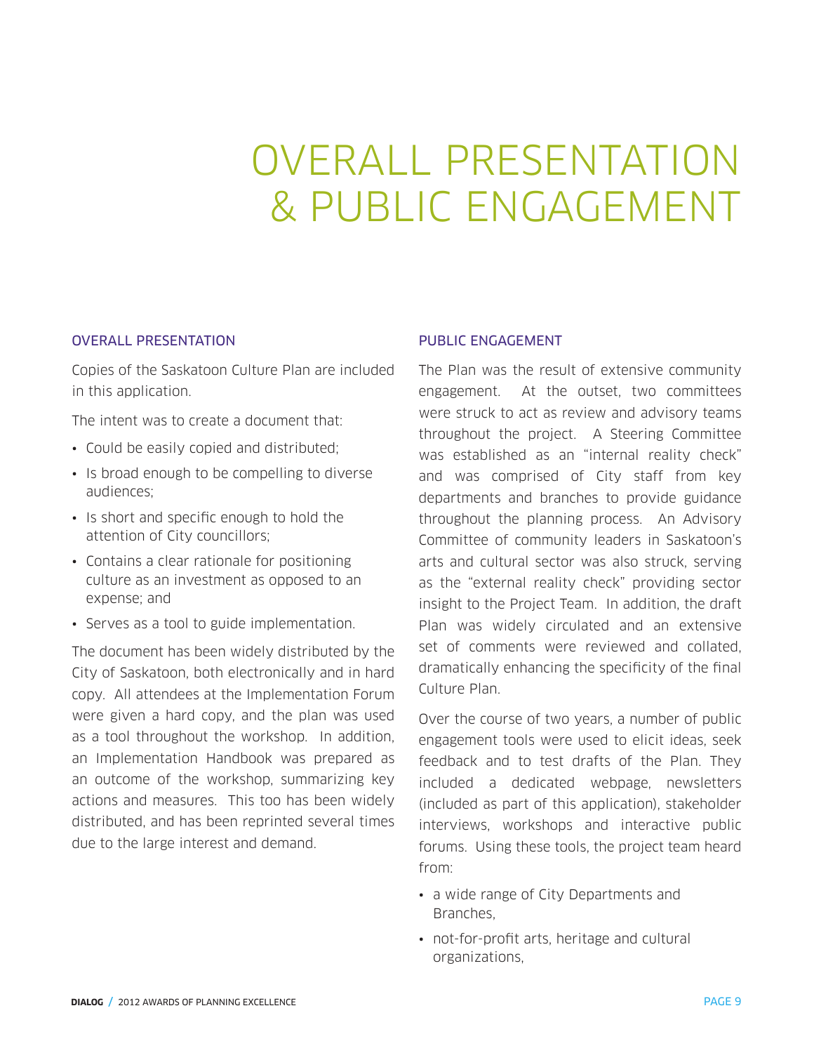# OVERALL PRESENTATION & PUBLIC ENGAGEMENT

## OVERALL PRESENTATION

Copies of the Saskatoon Culture Plan are included in this application.

The intent was to create a document that:

- Could be easily copied and distributed;
- Is broad enough to be compelling to diverse audiences;
- Is short and specific enough to hold the attention of City councillors;
- Contains a clear rationale for positioning culture as an investment as opposed to an expense; and
- Serves as a tool to guide implementation.

The document has been widely distributed by the City of Saskatoon, both electronically and in hard copy. All attendees at the Implementation Forum were given a hard copy, and the plan was used as a tool throughout the workshop. In addition, an Implementation Handbook was prepared as an outcome of the workshop, summarizing key actions and measures. This too has been widely distributed, and has been reprinted several times due to the large interest and demand.

## PUBLIC ENGAGEMENT

The Plan was the result of extensive community engagement. At the outset, two committees were struck to act as review and advisory teams throughout the project. A Steering Committee was established as an "internal reality check" and was comprised of City staff from key departments and branches to provide guidance throughout the planning process. An Advisory Committee of community leaders in Saskatoon's arts and cultural sector was also struck, serving as the "external reality check" providing sector insight to the Project Team. In addition, the draft Plan was widely circulated and an extensive set of comments were reviewed and collated, dramatically enhancing the specificity of the final Culture Plan.

Over the course of two years, a number of public engagement tools were used to elicit ideas, seek feedback and to test drafts of the Plan. They included a dedicated webpage, newsletters (included as part of this application), stakeholder interviews, workshops and interactive public forums. Using these tools, the project team heard from:

- a wide range of City Departments and Branches,
- not-for-profit arts, heritage and cultural organizations,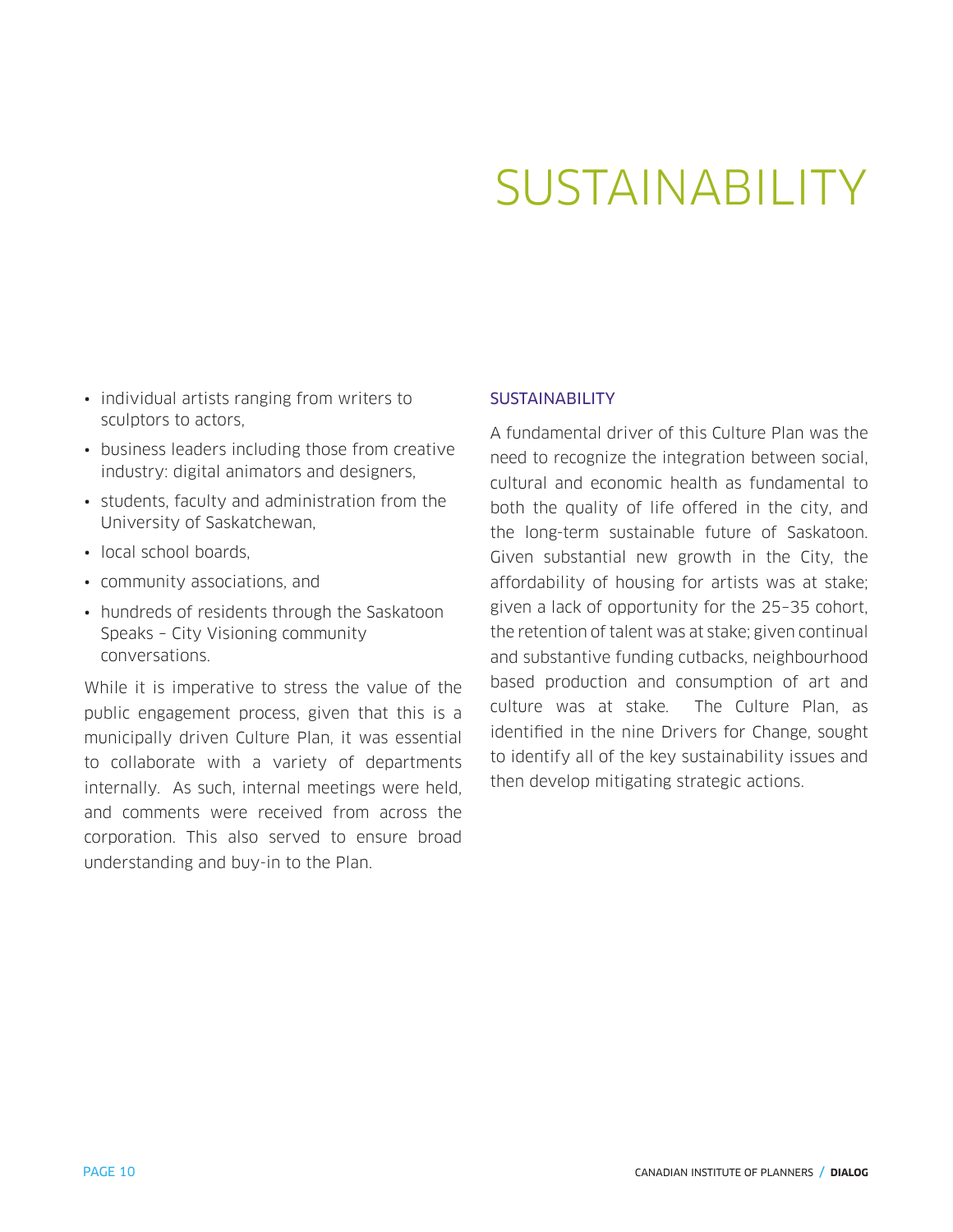# SUSTAINABILITY

- individual artists ranging from writers to sculptors to actors,
- business leaders including those from creative industry: digital animators and designers,
- students, faculty and administration from the University of Saskatchewan,
- local school boards,
- community associations, and
- hundreds of residents through the Saskatoon Speaks – City Visioning community conversations.

While it is imperative to stress the value of the public engagement process, given that this is a municipally driven Culture Plan, it was essential to collaborate with a variety of departments internally. As such, internal meetings were held, and comments were received from across the corporation. This also served to ensure broad understanding and buy-in to the Plan.

## SUSTAINABILITY

A fundamental driver of this Culture Plan was the need to recognize the integration between social, cultural and economic health as fundamental to both the quality of life offered in the city, and the long-term sustainable future of Saskatoon. Given substantial new growth in the City, the affordability of housing for artists was at stake; given a lack of opportunity for the 25–35 cohort, the retention of talent was at stake; given continual and substantive funding cutbacks, neighbourhood based production and consumption of art and culture was at stake. The Culture Plan, as identified in the nine Drivers for Change, sought to identify all of the key sustainability issues and then develop mitigating strategic actions.